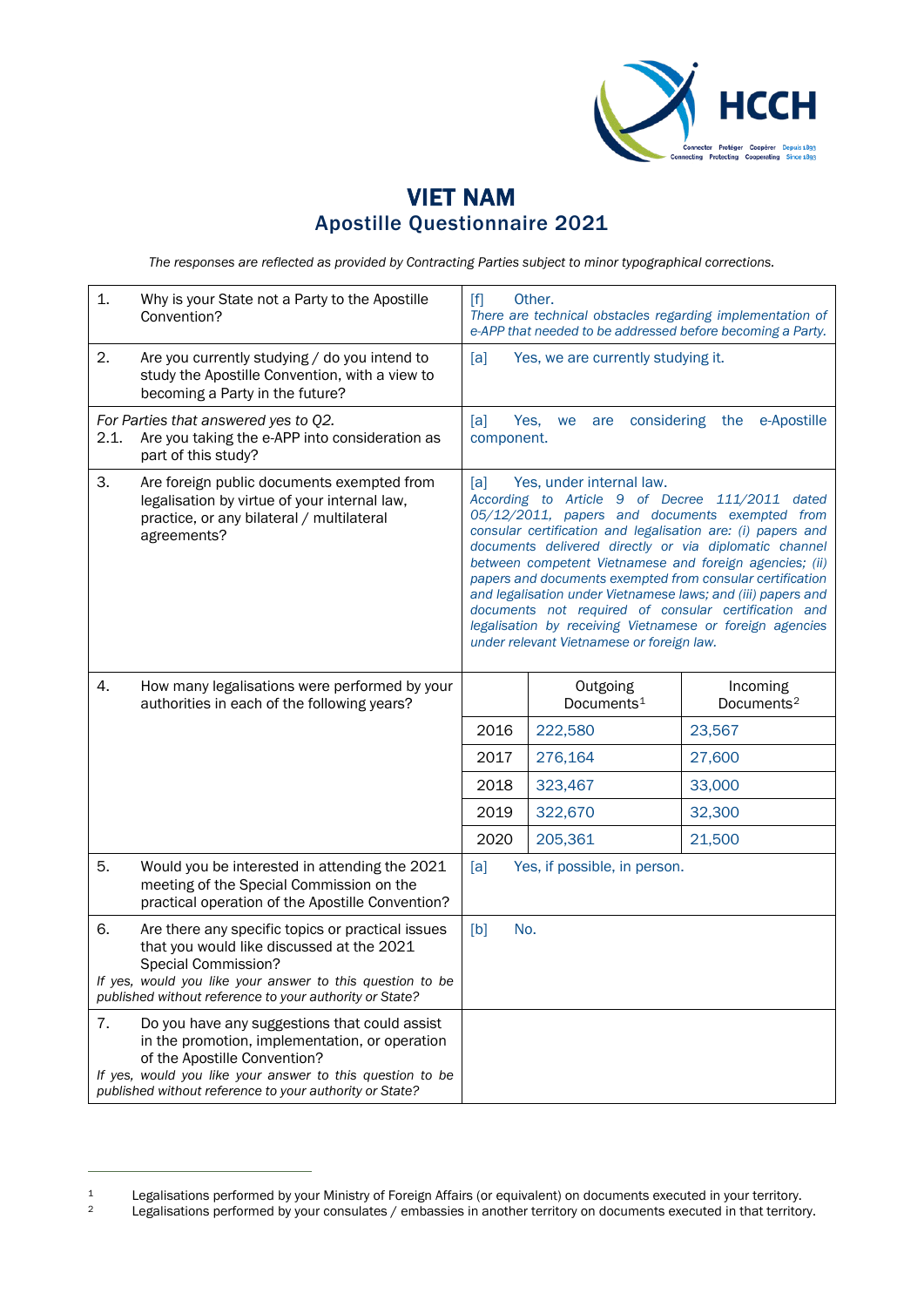# VIET NAM
## Apostille Questionnaire 2021

*The responses are reflected as provided by Contracting Parties subject to minor typographical corrections.*

| | | | |
|---|---|---|---|
| 1. Why is your State not a Party to the Apostille Convention? | [f] Other. *There are technical obstacles regarding implementation of e-APP that needed to be addressed before becoming a Party.* | | |
| 2. Are you currently studying / do you intend to study the Apostille Convention, with a view to becoming a Party in the future? | [a] Yes, we are currently studying it. | | |
| *For Parties that answered yes to Q2.* 2.1. Are you taking the e-APP into consideration as part of this study? | [a] Yes, we are considering the e-Apostille component. | | |
| 3. Are foreign public documents exempted from legalisation by virtue of your internal law, practice, or any bilateral / multilateral agreements? | [a] Yes, under internal law. *According to Article 9 of Decree 111/2011 dated 05/12/2011, papers and documents exempted from consular certification and legalisation are: (i) papers and documents delivered directly or via diplomatic channel between competent Vietnamese and foreign agencies; (ii) papers and documents exempted from consular certification and legalisation under Vietnamese laws; and (iii) papers and documents not required of consular certification and legalisation by receiving Vietnamese or foreign agencies under relevant Vietnamese or foreign law.* | | |
| 4. How many legalisations were performed by your authorities in each of the following years? | | Outgoing Documents[1] | Incoming Documents[2] |
| | 2016 | 222,580 | 23,567 |
| | 2017 | 276,164 | 27,600 |
| | 2018 | 323,467 | 33,000 |
| | 2019 | 322,670 | 32,300 |
| | 2020 | 205,361 | 21,500 |
| 5. Would you be interested in attending the 2021 meeting of the Special Commission on the practical operation of the Apostille Convention? | [a] Yes, if possible, in person. | | |
| 6. Are there any specific topics or practical issues that you would like discussed at the 2021 Special Commission? *If yes, would you like your answer to this question to be published without reference to your authority or State?* | [b] No. | | |
| 7. Do you have any suggestions that could assist in the promotion, implementation, or operation of the Apostille Convention? *If yes, would you like your answer to this question to be published without reference to your authority or State?* | | | |

[1] Legalisations performed by your Ministry of Foreign Affairs (or equivalent) on documents executed in your territory.
[2] Legalisations performed by your consulates / embassies in another territory on documents executed in that territory.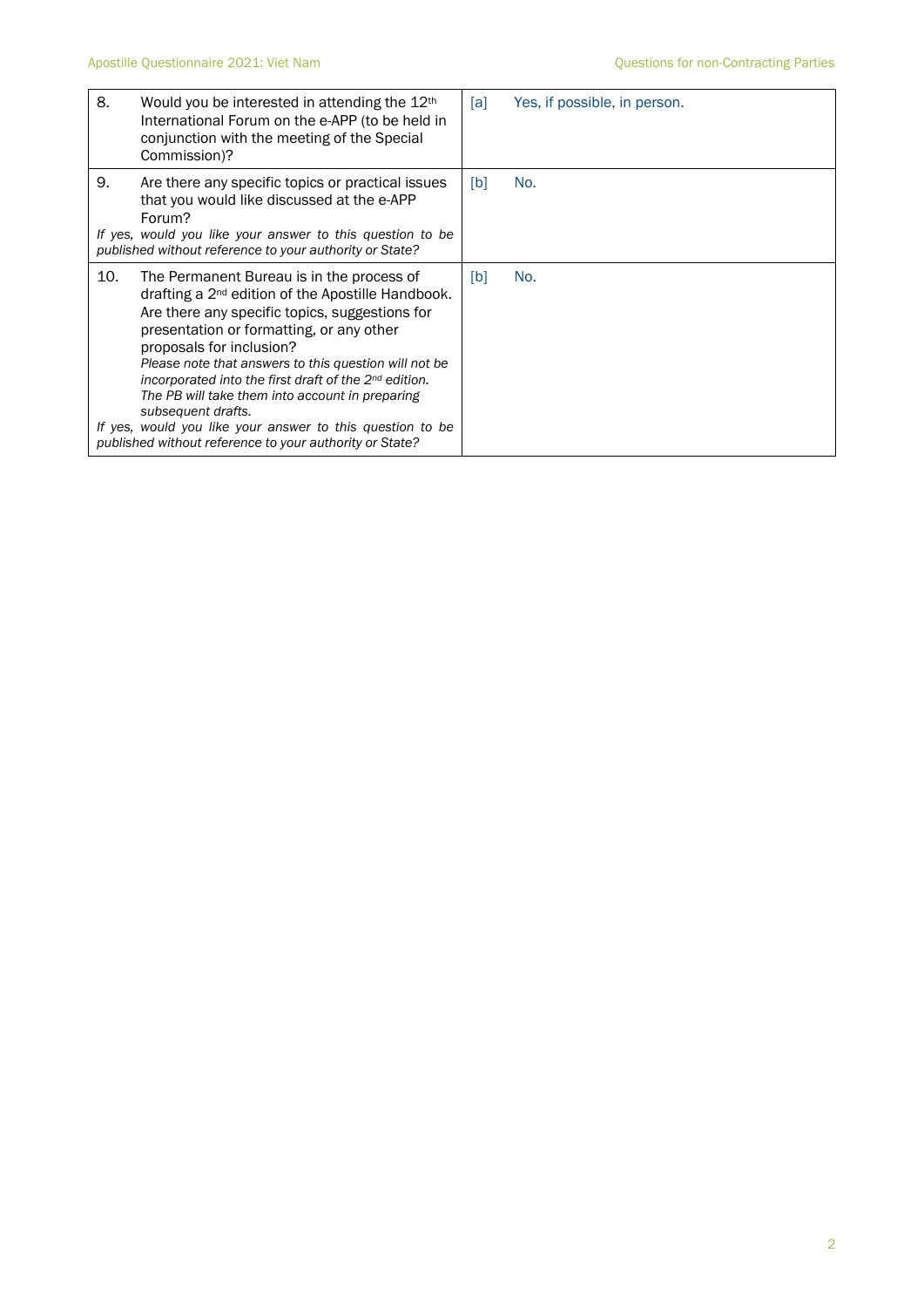| | |
|---|---|
| 8. Would you be interested in attending the 12th International Forum on the e-APP (to be held in conjunction with the meeting of the Special Commission)? | [a] Yes, if possible, in person. |
| 9. Are there any specific topics or practical issues that you would like discussed at the e-APP Forum?<br>*If yes, would you like your answer to this question to be published without reference to your authority or State?* | [b] No. |
| 10. The Permanent Bureau is in the process of drafting a 2nd edition of the Apostille Handbook. Are there any specific topics, suggestions for presentation or formatting, or any other proposals for inclusion?<br>*Please note that answers to this question will not be incorporated into the first draft of the 2nd edition. The PB will take them into account in preparing subsequent drafts.*<br>*If yes, would you like your answer to this question to be published without reference to your authority or State?* | [b] No. |